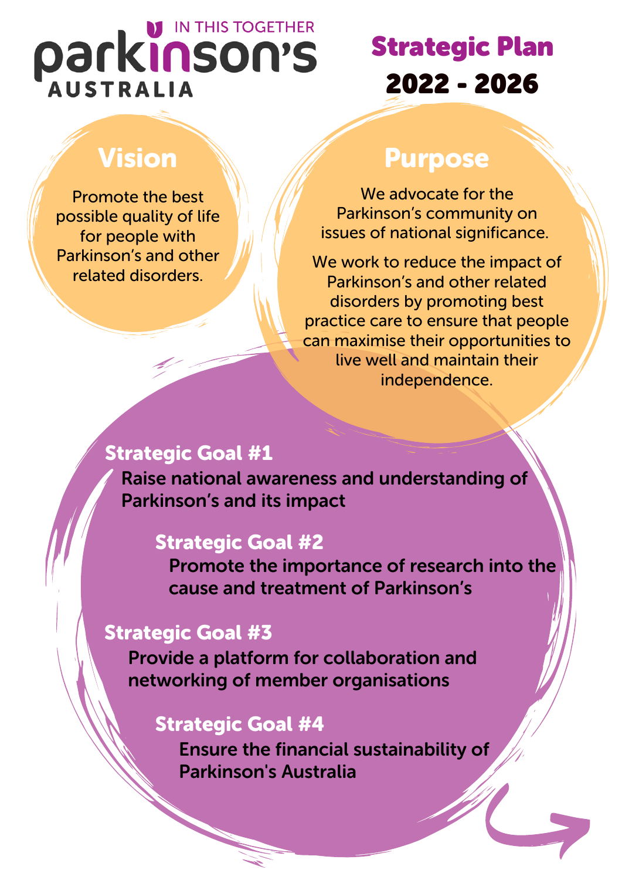IN THIS TOGETHER

parkinson's AUSTRALIA

# Strategic Plan 2022 - 2026

## Vision

Promote the best possible quality of life for people with Parkinson's and other related disorders.

## Purpose

We advocate for the Parkinson's community on issues of national significance.

We work to reduce the impact of Parkinson's and other related disorders by promoting best practice care to ensure that people can maximise their opportunities to live well and maintain their independence.

### Strategic Goal #1

**Raise national awareness and understanding of Parkinson's and its impact**

### Strategic Goal #2

**Promote the importance of research into the cause and treatment of Parkinson's**

### Strategic Goal #3

**Provide a platform for collaboration and networking of member organisations**

### Strategic Goal #4

**Ensure the financial sustainability of Parkinson's Australia**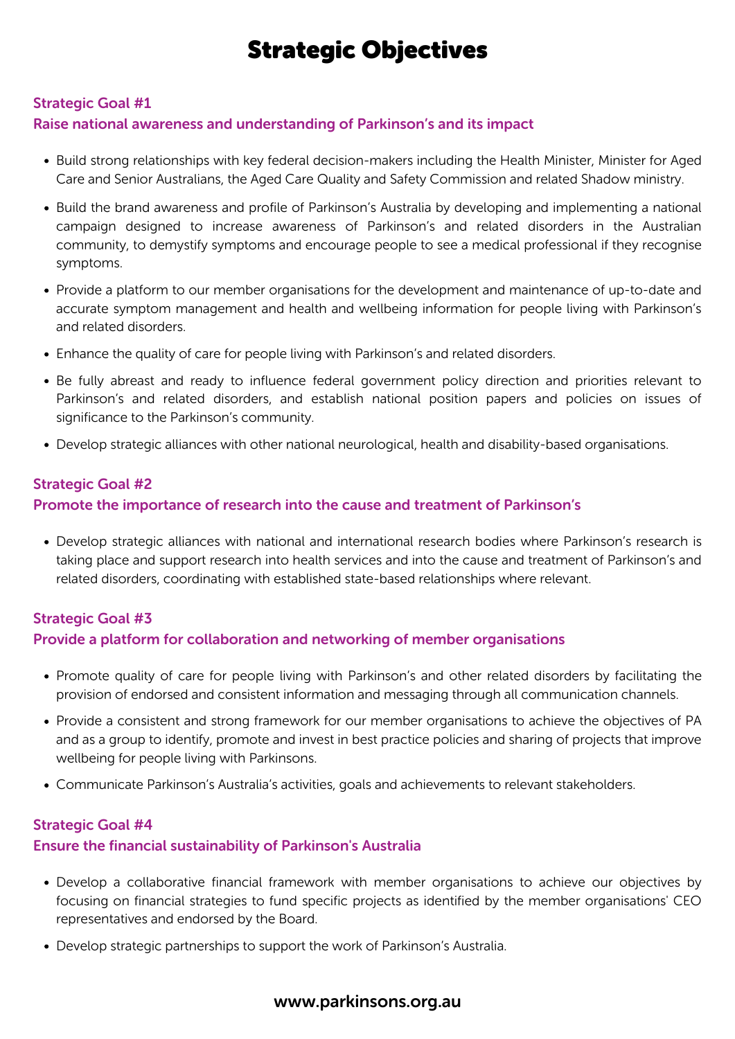# Strategic Objectives

## Strategic Goal #1

### Raise national awareness and understanding of Parkinson's and its impact

- Build strong relationships with key federal decision-makers including the Health Minister, Minister for Aged Care and Senior Australians, the Aged Care Quality and Safety Commission and related Shadow ministry.
- Build the brand awareness and profile of Parkinson's Australia by developing and implementing a national campaign designed to increase awareness of Parkinson's and related disorders in the Australian community, to demystify symptoms and encourage people to see a medical professional if they recognise symptoms.
- Provide a platform to our member organisations for the development and maintenance of up-to-date and accurate symptom management and health and wellbeing information for people living with Parkinson's and related disorders.
- Enhance the quality of care for people living with Parkinson's and related disorders.
- Be fully abreast and ready to influence federal government policy direction and priorities relevant to Parkinson's and related disorders, and establish national position papers and policies on issues of significance to the Parkinson's community.
- Develop strategic alliances with other national neurological, health and disability-based organisations.

## Strategic Goal #2

### Promote the importance of research into the cause and treatment of Parkinson's

- Develop strategic alliances with national and international research bodies where Parkinson's research is taking place and support research into health services and into the cause and treatment of Parkinson's and related disorders, coordinating with established state-based relationships where relevant.

## Strategic Goal #3

### Provide a platform for collaboration and networking of member organisations

- Promote quality of care for people living with Parkinson's and other related disorders by facilitating the provision of endorsed and consistent information and messaging through all communication channels.
- Provide a consistent and strong framework for our member organisations to achieve the objectives of PA and as a group to identify, promote and invest in best practice policies and sharing of projects that improve wellbeing for people living with Parkinsons.
- Communicate Parkinson's Australia's activities, goals and achievements to relevant stakeholders.

## Strategic Goal #4

### Ensure the financial sustainability of Parkinson's Australia

- Develop a collaborative financial framework with member organisations to achieve our objectives by focusing on financial strategies to fund specific projects as identified by the member organisations' CEO representatives and endorsed by the Board.
- Develop strategic partnerships to support the work of Parkinson's Australia.

**www.parkinsons.org.au**